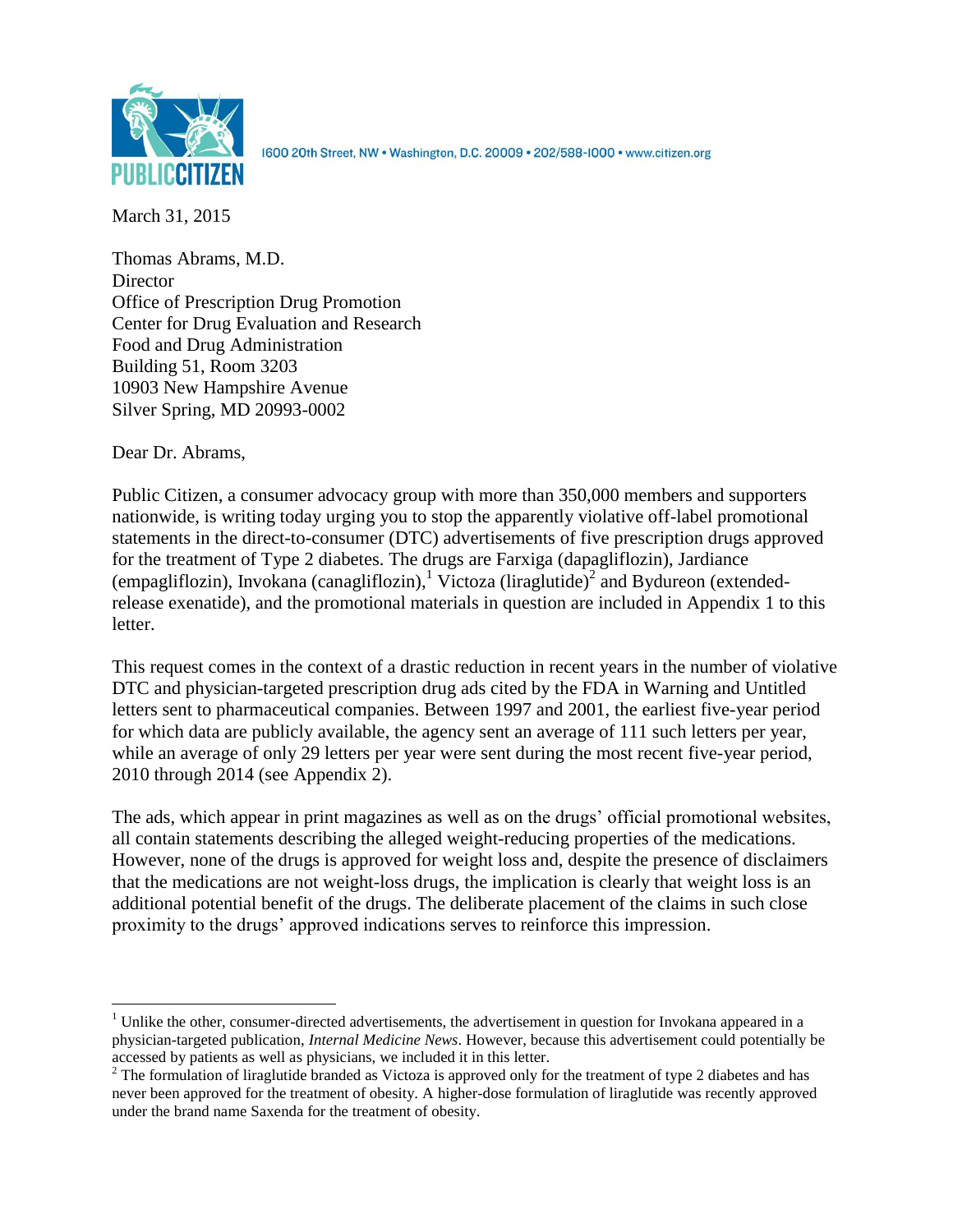PUBLIC CITIZEN

1600 20th Street, NW • Washington, D.C. 20009 • 202/588-1000 • www.citizen.org

March 31, 2015

Thomas Abrams, M.D.
Director
Office of Prescription Drug Promotion
Center for Drug Evaluation and Research
Food and Drug Administration
Building 51, Room 3203
10903 New Hampshire Avenue
Silver Spring, MD 20993-0002

Dear Dr. Abrams,

Public Citizen, a consumer advocacy group with more than 350,000 members and supporters nationwide, is writing today urging you to stop the apparently violative off-label promotional statements in the direct-to-consumer (DTC) advertisements of five prescription drugs approved for the treatment of Type 2 diabetes. The drugs are Farxiga (dapagliflozin), Jardiance (empagliflozin), Invokana (canagliflozin),[1] Victoza (liraglutide)[2] and Bydureon (extended-release exenatide), and the promotional materials in question are included in Appendix 1 to this letter.

This request comes in the context of a drastic reduction in recent years in the number of violative DTC and physician-targeted prescription drug ads cited by the FDA in Warning and Untitled letters sent to pharmaceutical companies. Between 1997 and 2001, the earliest five-year period for which data are publicly available, the agency sent an average of 111 such letters per year, while an average of only 29 letters per year were sent during the most recent five-year period, 2010 through 2014 (see Appendix 2).

The ads, which appear in print magazines as well as on the drugs' official promotional websites, all contain statements describing the alleged weight-reducing properties of the medications. However, none of the drugs is approved for weight loss and, despite the presence of disclaimers that the medications are not weight-loss drugs, the implication is clearly that weight loss is an additional potential benefit of the drugs. The deliberate placement of the claims in such close proximity to the drugs' approved indications serves to reinforce this impression.

[1] Unlike the other, consumer-directed advertisements, the advertisement in question for Invokana appeared in a physician-targeted publication, *Internal Medicine News*. However, because this advertisement could potentially be accessed by patients as well as physicians, we included it in this letter.

[2] The formulation of liraglutide branded as Victoza is approved only for the treatment of type 2 diabetes and has never been approved for the treatment of obesity. A higher-dose formulation of liraglutide was recently approved under the brand name Saxenda for the treatment of obesity.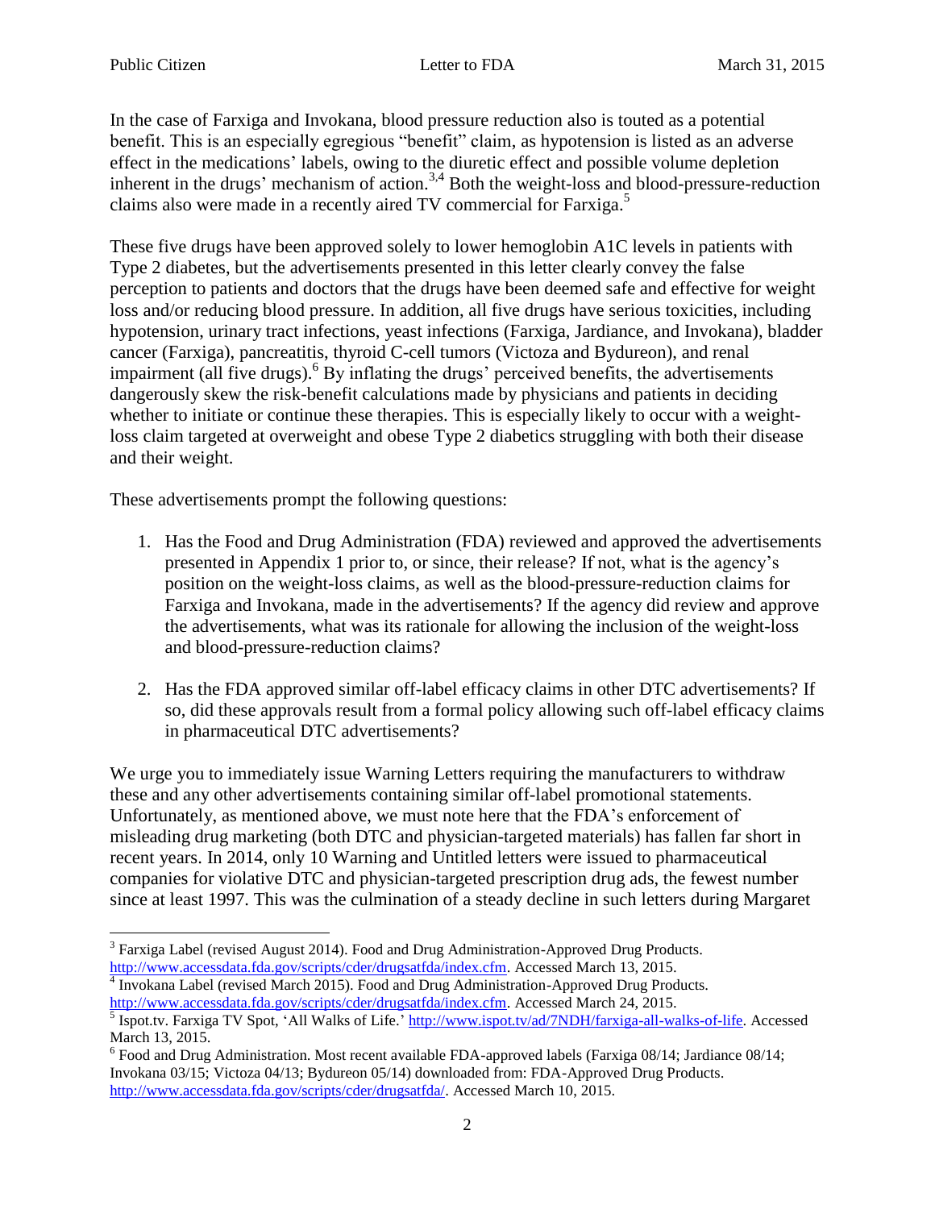In the case of Farxiga and Invokana, blood pressure reduction also is touted as a potential benefit. This is an especially egregious "benefit" claim, as hypotension is listed as an adverse effect in the medications' labels, owing to the diuretic effect and possible volume depletion inherent in the drugs' mechanism of action.[3,4] Both the weight-loss and blood-pressure-reduction claims also were made in a recently aired TV commercial for Farxiga.[5]

These five drugs have been approved solely to lower hemoglobin A1C levels in patients with Type 2 diabetes, but the advertisements presented in this letter clearly convey the false perception to patients and doctors that the drugs have been deemed safe and effective for weight loss and/or reducing blood pressure. In addition, all five drugs have serious toxicities, including hypotension, urinary tract infections, yeast infections (Farxiga, Jardiance, and Invokana), bladder cancer (Farxiga), pancreatitis, thyroid C-cell tumors (Victoza and Bydureon), and renal impairment (all five drugs).[6] By inflating the drugs' perceived benefits, the advertisements dangerously skew the risk-benefit calculations made by physicians and patients in deciding whether to initiate or continue these therapies. This is especially likely to occur with a weight-loss claim targeted at overweight and obese Type 2 diabetics struggling with both their disease and their weight.

These advertisements prompt the following questions:

1. Has the Food and Drug Administration (FDA) reviewed and approved the advertisements presented in Appendix 1 prior to, or since, their release? If not, what is the agency's position on the weight-loss claims, as well as the blood-pressure-reduction claims for Farxiga and Invokana, made in the advertisements? If the agency did review and approve the advertisements, what was its rationale for allowing the inclusion of the weight-loss and blood-pressure-reduction claims?

2. Has the FDA approved similar off-label efficacy claims in other DTC advertisements? If so, did these approvals result from a formal policy allowing such off-label efficacy claims in pharmaceutical DTC advertisements?

We urge you to immediately issue Warning Letters requiring the manufacturers to withdraw these and any other advertisements containing similar off-label promotional statements. Unfortunately, as mentioned above, we must note here that the FDA's enforcement of misleading drug marketing (both DTC and physician-targeted materials) has fallen far short in recent years. In 2014, only 10 Warning and Untitled letters were issued to pharmaceutical companies for violative DTC and physician-targeted prescription drug ads, the fewest number since at least 1997. This was the culmination of a steady decline in such letters during Margaret

---

[3] Farxiga Label (revised August 2014). Food and Drug Administration-Approved Drug Products. http://www.accessdata.fda.gov/scripts/cder/drugsatfda/index.cfm. Accessed March 13, 2015.

[4] Invokana Label (revised March 2015). Food and Drug Administration-Approved Drug Products. http://www.accessdata.fda.gov/scripts/cder/drugsatfda/index.cfm. Accessed March 24, 2015.

[5] Ispot.tv. Farxiga TV Spot, 'All Walks of Life.' http://www.ispot.tv/ad/7NDH/farxiga-all-walks-of-life. Accessed March 13, 2015.

[6] Food and Drug Administration. Most recent available FDA-approved labels (Farxiga 08/14; Jardiance 08/14; Invokana 03/15; Victoza 04/13; Bydureon 05/14) downloaded from: FDA-Approved Drug Products. http://www.accessdata.fda.gov/scripts/cder/drugsatfda/. Accessed March 10, 2015.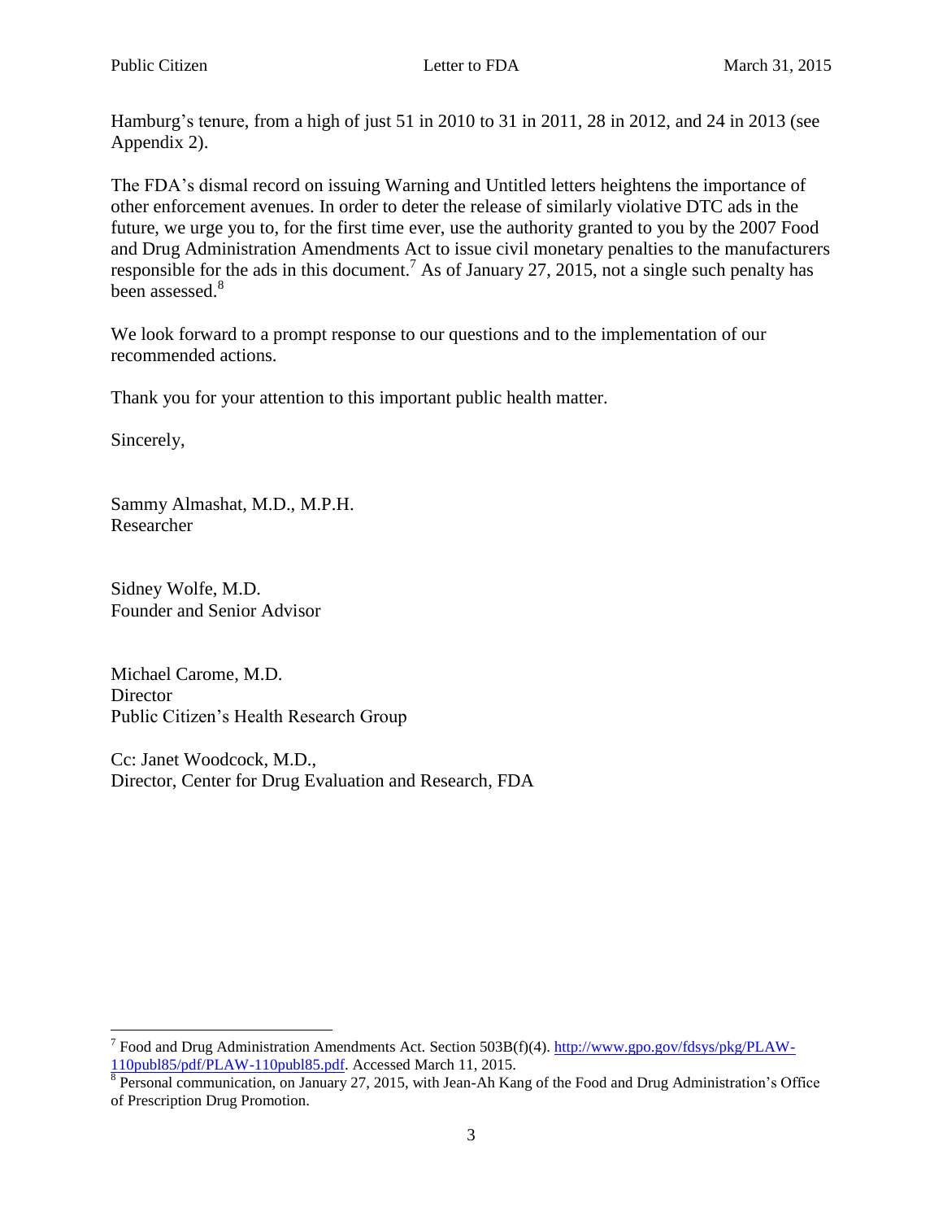Hamburg's tenure, from a high of just 51 in 2010 to 31 in 2011, 28 in 2012, and 24 in 2013 (see Appendix 2).

The FDA's dismal record on issuing Warning and Untitled letters heightens the importance of other enforcement avenues. In order to deter the release of similarly violative DTC ads in the future, we urge you to, for the first time ever, use the authority granted to you by the 2007 Food and Drug Administration Amendments Act to issue civil monetary penalties to the manufacturers responsible for the ads in this document.[7] As of January 27, 2015, not a single such penalty has been assessed.[8]

We look forward to a prompt response to our questions and to the implementation of our recommended actions.

Thank you for your attention to this important public health matter.

Sincerely,

Sammy Almashat, M.D., M.P.H.
Researcher

Sidney Wolfe, M.D.
Founder and Senior Advisor

Michael Carome, M.D.
Director
Public Citizen's Health Research Group

Cc: Janet Woodcock, M.D.,
Director, Center for Drug Evaluation and Research, FDA

---

[7] Food and Drug Administration Amendments Act. Section 503B(f)(4). http://www.gpo.gov/fdsys/pkg/PLAW-110publ85/pdf/PLAW-110publ85.pdf. Accessed March 11, 2015.

[8] Personal communication, on January 27, 2015, with Jean-Ah Kang of the Food and Drug Administration's Office of Prescription Drug Promotion.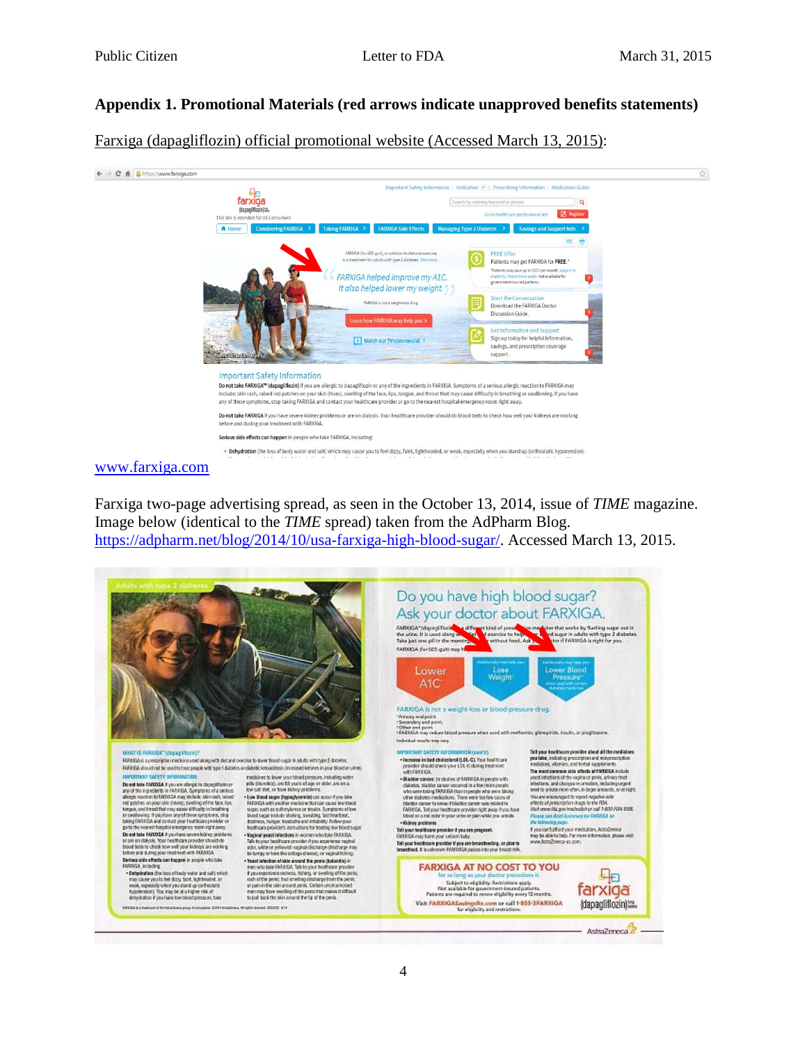## Appendix 1. Promotional Materials (red arrows indicate unapproved benefits statements)

Farxiga (dapagliflozin) official promotional website (Accessed March 13, 2015):

www.farxiga.com

Farxiga two-page advertising spread, as seen in the October 13, 2014, issue of *TIME* magazine. Image below (identical to the *TIME* spread) taken from the AdPharm Blog. https://adpharm.net/blog/2014/10/usa-farxiga-high-blood-sugar/. Accessed March 13, 2015.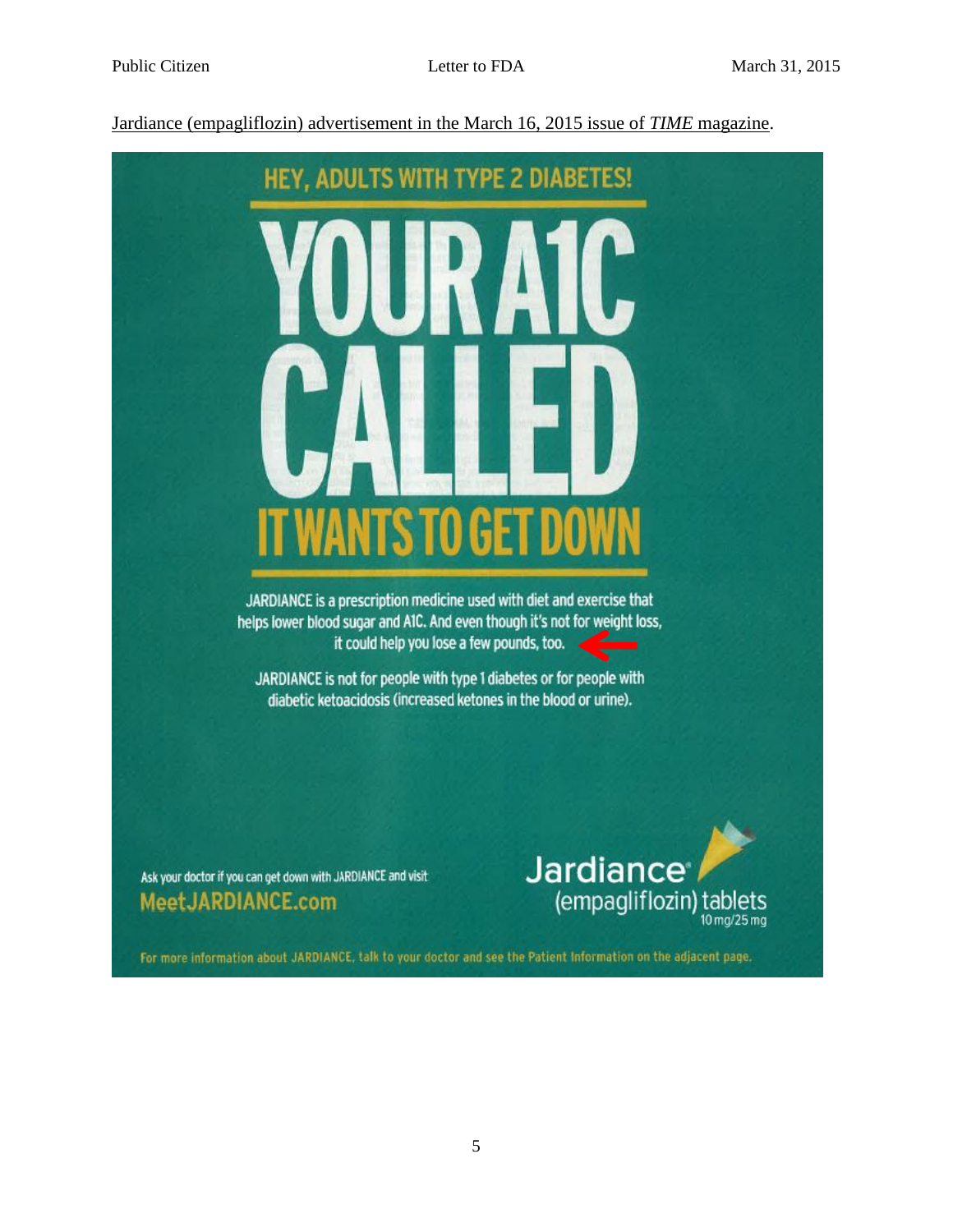Jardiance (empagliflozin) advertisement in the March 16, 2015 issue of *TIME* magazine.

HEY, ADULTS WITH TYPE 2 DIABETES!

# YOUR A1C CALLED

## IT WANTS TO GET DOWN

JARDIANCE is a prescription medicine used with diet and exercise that helps lower blood sugar and A1C. And even though it's not for weight loss, it could help you lose a few pounds, too.

JARDIANCE is not for people with type 1 diabetes or for people with diabetic ketoacidosis (increased ketones in the blood or urine).

Ask your doctor if you can get down with JARDIANCE and visit MeetJARDIANCE.com

Jardiance® (empagliflozin) tablets 10 mg/25 mg

For more information about JARDIANCE, talk to your doctor and see the Patient Information on the adjacent page.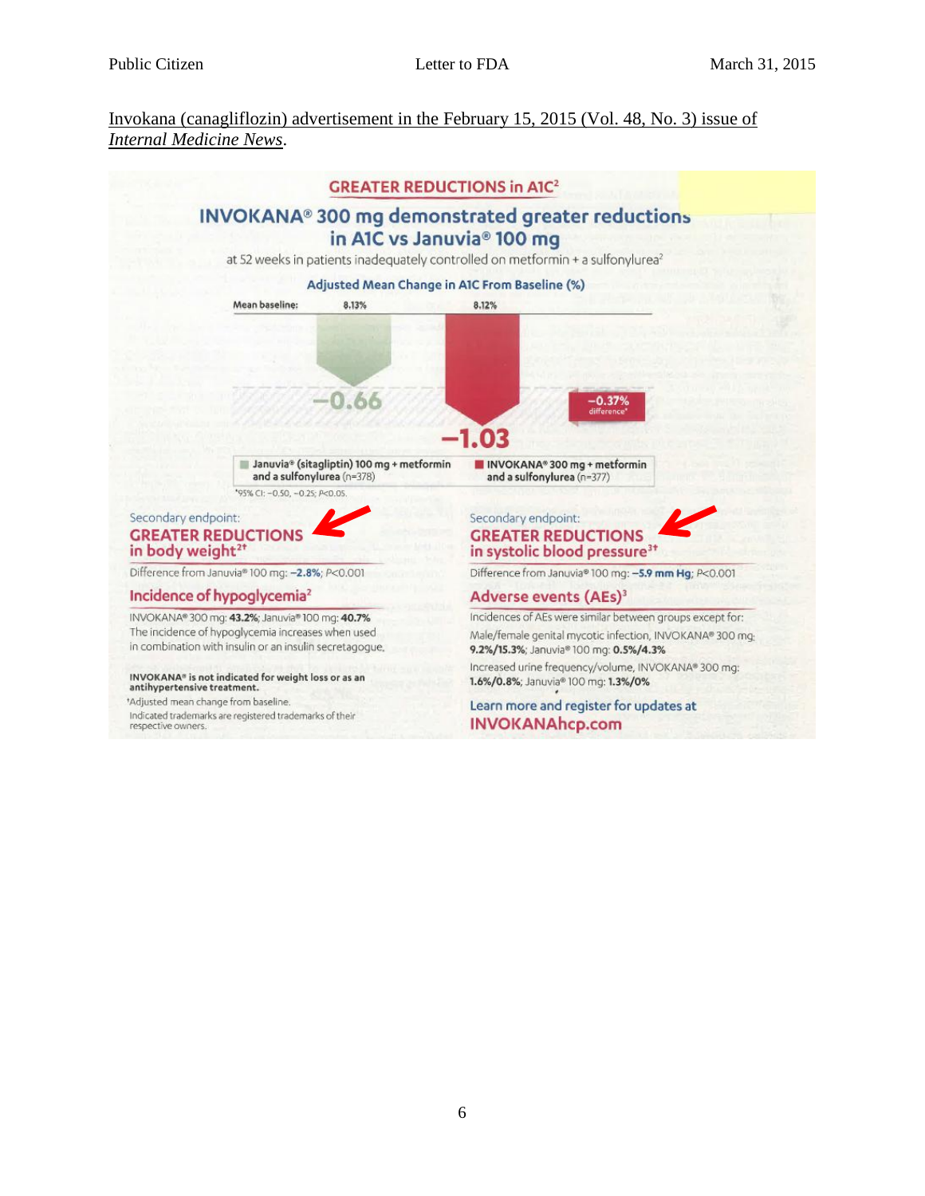Invokana (canagliflozin) advertisement in the February 15, 2015 (Vol. 48, No. 3) issue of *Internal Medicine News*.

## GREATER REDUCTIONS in A1C[2]

## INVOKANA® 300 mg demonstrated greater reductions in A1C vs Januvia® 100 mg

at 52 weeks in patients inadequately controlled on metformin + a sulfonylurea[2]

**Adjusted Mean Change in A1C From Baseline (%)**

| Mean baseline: | 8.13% | 8.12% |
|---|---|---|
| Adjusted mean change | −0.66 | −1.03 |

−0.37% difference*

Januvia® (sitagliptin) 100 mg + metformin and a sulfonylurea (n=378)

INVOKANA® 300 mg + metformin and a sulfonylurea (n=377)

*95% CI: −0.50, −0.25; P<0.05.

Secondary endpoint:

### GREATER REDUCTIONS in body weight[2†]

Difference from Januvia® 100 mg: **−2.8%**; P<0.001

### Incidence of hypoglycemia[2]

INVOKANA® 300 mg: **43.2%**; Januvia® 100 mg: **40.7%**

The incidence of hypoglycemia increases when used in combination with insulin or an insulin secretagogue.

**INVOKANA® is not indicated for weight loss or as an antihypertensive treatment.**

†Adjusted mean change from baseline.

Indicated trademarks are registered trademarks of their respective owners.

Secondary endpoint:

### GREATER REDUCTIONS in systolic blood pressure[3†]

Difference from Januvia® 100 mg: **−5.9 mm Hg**; P<0.001

### Adverse events (AEs)[3]

Incidences of AEs were similar between groups except for:

Male/female genital mycotic infection, INVOKANA® 300 mg: **9.2%/15.3%**; Januvia® 100 mg: **0.5%/4.3%**

Increased urine frequency/volume, INVOKANA® 300 mg: **1.6%/0.8%**; Januvia® 100 mg: **1.3%/0%**

Learn more and register for updates at **INVOKANAhcp.com**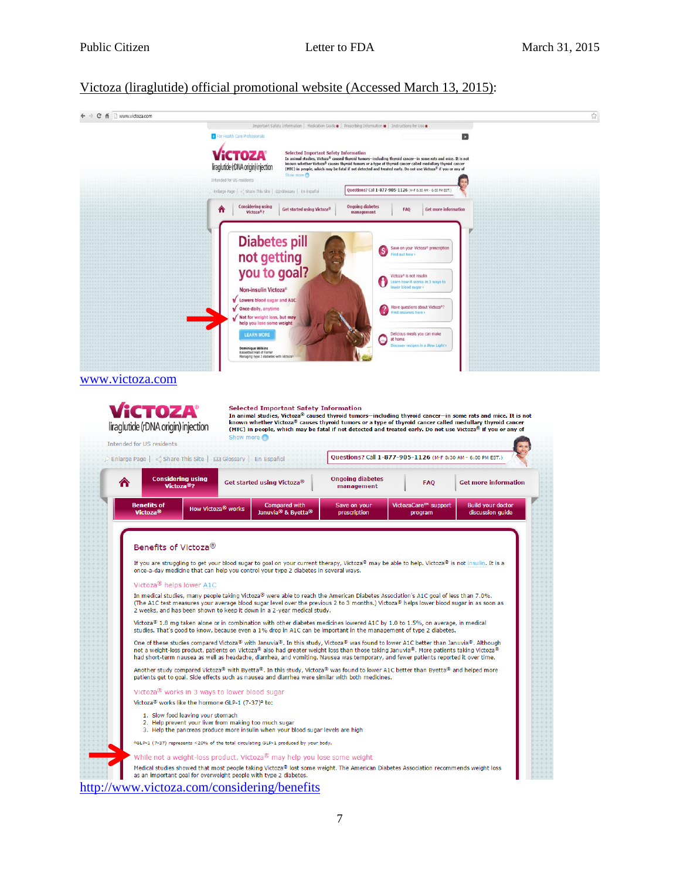Victoza (liraglutide) official promotional website (Accessed March 13, 2015):

Important Safety Information | Medication Guide | Prescribing Information | Instructions for Use

For Health Care Professionals

**VICTOZA®**
liraglutide (rDNA origin) injection

Intended for US residents

**Selected Important Safety Information**
In animal studies, Victoza® caused thyroid tumors—including thyroid cancer—in some rats and mice. It is not known whether Victoza® causes thyroid tumors or a type of thyroid cancer called medullary thyroid cancer (MTC) in people, which may be fatal if not detected and treated early. Do not use Victoza® if you or any of
Show more

Enlarge Page | Share This Site | Glossary | En Español

Questions? Call 1-877-905-1126 (M-F 8:30 AM - 6:00 PM EST.)

Considering using Victoza®? | Get started using Victoza® | Ongoing diabetes management | FAQ | Get more information

**Diabetes pill not getting you to goal?**

Non-insulin Victoza®

- Lowers blood sugar and A1C
- Once-daily, anytime
- Not for weight loss, but may help you lose some weight

LEARN MORE

Dominique Wilkins
Basketball Hall of Famer
Managing type 2 diabetes with Victoza®

Save on your Victoza® prescription
Find out how

Victoza® is not insulin
Learn how it works in 3 ways to lower blood sugar

Have questions about Victoza®?
Find answers here

Delicious meals you can make at home
Discover recipes in a New Light

www.victoza.com

**VICTOZA®**
liraglutide (rDNA origin) injection

Intended for US residents

**Selected Important Safety Information**
**In animal studies, Victoza® caused thyroid tumors—including thyroid cancer—in some rats and mice. It is not known whether Victoza® causes thyroid tumors or a type of thyroid cancer called medullary thyroid cancer (MTC) in people, which may be fatal if not detected and treated early. Do not use Victoza® if you or any of**
Show more

Enlarge Page | Share This Site | Glossary | En Español

Questions? Call 1-877-905-1126 (M-F 8:30 AM - 6:00 PM EST.)

Considering using Victoza®? | Get started using Victoza® | Ongoing diabetes management | FAQ | Get more information

Benefits of Victoza® | How Victoza® works | Compared with Januvia® & Byetta® | Save on your prescription | VictozaCare℠ support program | Build your doctor discussion guide

## Benefits of Victoza®

If you are struggling to get your blood sugar to goal on your current therapy, Victoza® may be able to help. Victoza® is not insulin. It is a once-a-day medicine that can help you control your type 2 diabetes in several ways.

### Victoza® helps lower A1C

In medical studies, many people taking Victoza® were able to reach the American Diabetes Association's A1C goal of less than 7.0%. (The A1C test measures your average blood sugar level over the previous 2 to 3 months.) Victoza® helps lower blood sugar in as soon as 2 weeks, and has been shown to keep it down in a 2-year medical study.

Victoza® 1.8 mg taken alone or in combination with other diabetes medicines lowered A1C by 1.0 to 1.5%, on average, in medical studies. That's good to know, because even a 1% drop in A1C can be important in the management of type 2 diabetes.

One of these studies compared Victoza® with Januvia®. In this study, Victoza® was found to lower A1C better than Januvia®. Although not a weight-loss product, patients on Victoza® also had greater weight loss than those taking Januvia®. More patients taking Victoza® had short-term nausea as well as headache, diarrhea, and vomiting. Nausea was temporary, and fewer patients reported it over time.

Another study compared Victoza® with Byetta®. In this study, Victoza® was found to lower A1C better than Byetta® and helped more patients get to goal. Side effects such as nausea and diarrhea were similar with both medicines.

### Victoza® works in 3 ways to lower blood sugar

Victoza® works like the hormone GLP-1 (7-37)* to:

1. Slow food leaving your stomach
2. Help prevent your liver from making too much sugar
3. Help the pancreas produce more insulin when your blood sugar levels are high

*GLP-1 (7-37) represents <20% of the total circulating GLP-1 produced by your body.

### While not a weight-loss product, Victoza® may help you lose some weight

Medical studies showed that most people taking Victoza® lost some weight. The American Diabetes Association recommends weight loss as an important goal for overweight people with type 2 diabetes.

http://www.victoza.com/considering/benefits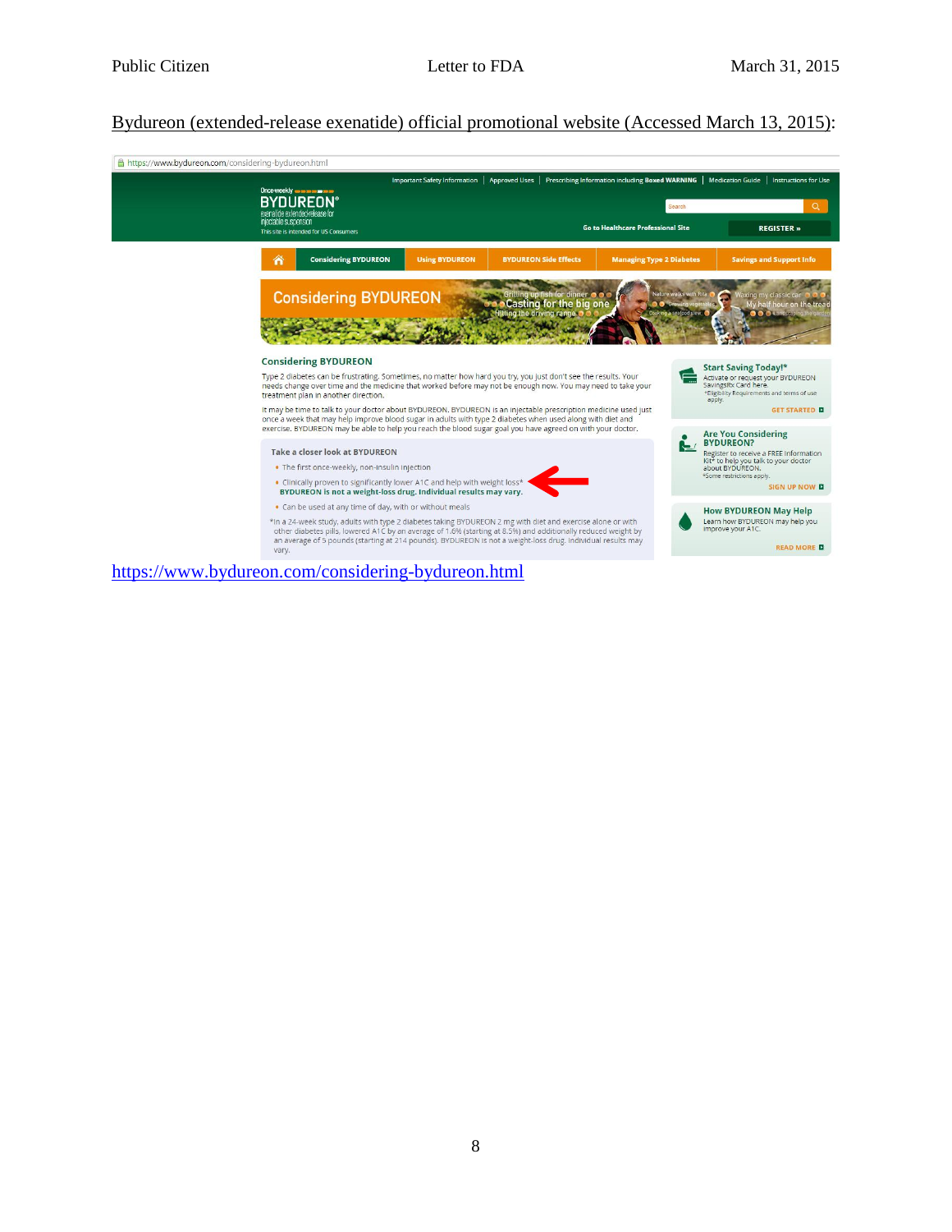Bydureon (extended-release exenatide) official promotional website (Accessed March 13, 2015):

https://www.bydureon.com/considering-bydureon.html

Important Safety Information | Approved Uses | Prescribing Information including Boxed WARNING | Medication Guide | Instructions for Use

Once-weekly BYDUREON® exenatide extended-release for injectable suspension

This site is intended for US Consumers

Go to Healthcare Professional Site

REGISTER »

Considering BYDUREON | Using BYDUREON | BYDUREON Side Effects | Managing Type 2 Diabetes | Savings and Support Info

Considering BYDUREON

Grilling up fish for dinner · Casting for the big one · Hitting the driving range · Nature walks with Rita · Growing vegetables · Cooking a seafood stew · Waxing my classic car · My half hour on the tread · Landscaping the garden

**Considering BYDUREON**

Type 2 diabetes can be frustrating. Sometimes, no matter how hard you try, you just don't see the results. Your needs change over time and the medicine that worked before may not be enough now. You may need to take your treatment plan in another direction.

It may be time to talk to your doctor about BYDUREON. BYDUREON is an injectable prescription medicine used just once a week that may help improve blood sugar in adults with type 2 diabetes when used along with diet and exercise. BYDUREON may be able to help you reach the blood sugar goal you have agreed on with your doctor.

**Take a closer look at BYDUREON**

- The first once-weekly, non-insulin injection
- Clinically proven to significantly lower A1C and help with weight loss*  
  **BYDUREON is not a weight-loss drug. Individual results may vary.**
- Can be used at any time of day, with or without meals

*In a 24-week study, adults with type 2 diabetes taking BYDUREON 2 mg with diet and exercise alone or with other diabetes pills, lowered A1C by an average of 1.6% (starting at 8.5%) and additionally reduced weight by an average of 5 pounds (starting at 214 pounds). BYDUREON is not a weight-loss drug. Individual results may vary.

**Start Saving Today!***  
Activate or request your BYDUREON SavingsRx Card here.  
*Eligibility Requirements and terms of use apply.  
GET STARTED

**Are You Considering BYDUREON?**  
Register to receive a FREE Information Kit* to help you talk to your doctor about BYDUREON.  
*Some restrictions apply.  
SIGN UP NOW

**How BYDUREON May Help**  
Learn how BYDUREON may help you improve your A1C.  
READ MORE

https://www.bydureon.com/considering-bydureon.html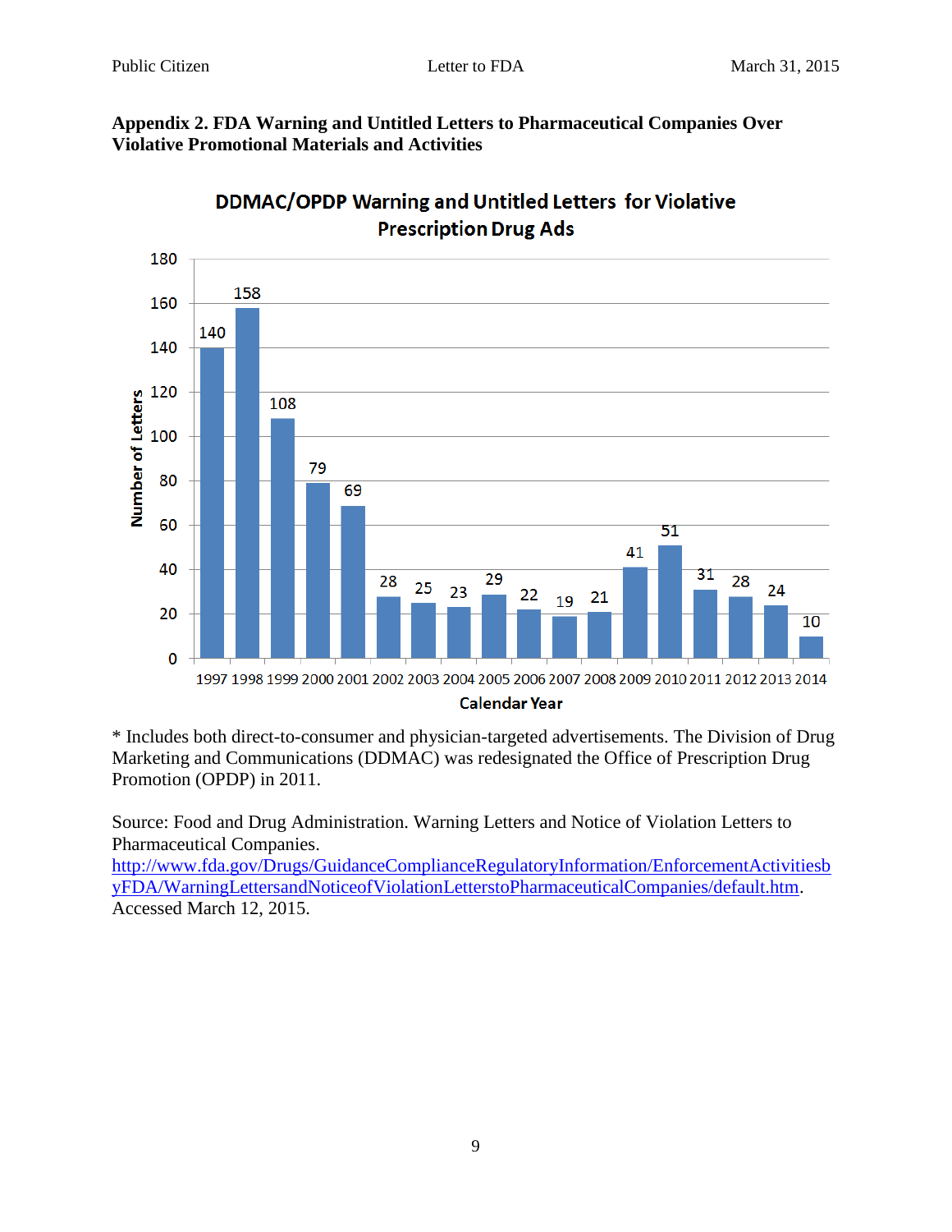**Appendix 2. FDA Warning and Untitled Letters to Pharmaceutical Companies Over Violative Promotional Materials and Activities**

DDMAC/OPDP Warning and Untitled Letters for Violative Prescription Drug Ads

Number of Letters

180
160
140
120
100
80
60
40
20
0

140
158
108
79
69
28
25
23
29
22
19
21
41
51
31
28
24
10

1997 1998 1999 2000 2001 2002 2003 2004 2005 2006 2007 2008 2009 2010 2011 2012 2013 2014

Calendar Year

* Includes both direct-to-consumer and physician-targeted advertisements. The Division of Drug Marketing and Communications (DDMAC) was redesignated the Office of Prescription Drug Promotion (OPDP) in 2011.

Source: Food and Drug Administration. Warning Letters and Notice of Violation Letters to Pharmaceutical Companies. http://www.fda.gov/Drugs/GuidanceComplianceRegulatoryInformation/EnforcementActivitiesbyFDA/WarningLettersandNoticeofViolationLetterstoPharmaceuticalCompanies/default.htm. Accessed March 12, 2015.